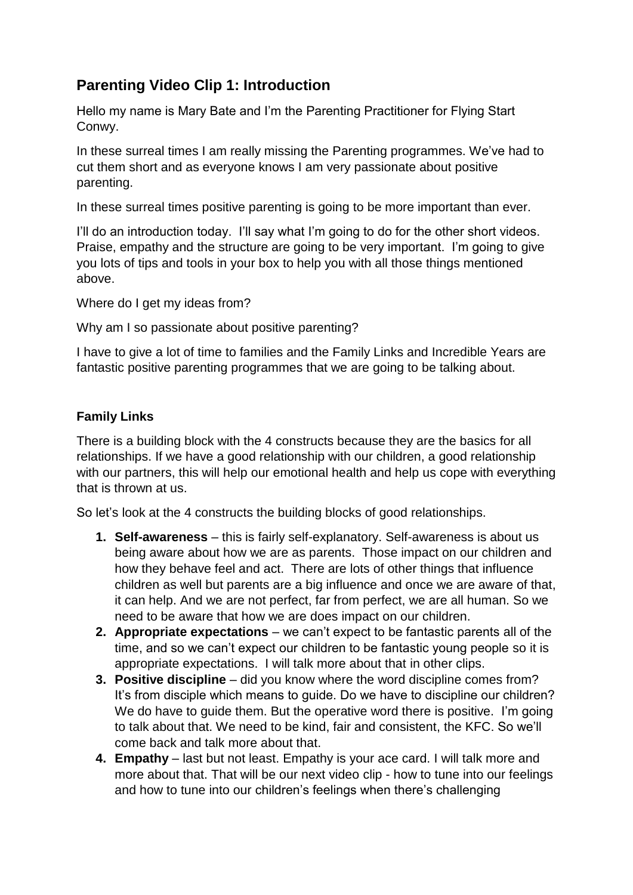## Parenting Video Clip 1: Introduction

Hello my name is Mary Bate and I'm the Parenting Practitioner for Flying Start Conwy.

In these surreal times I am really missing the Parenting programmes. We've had to cut them short and as everyone knows I am very passionate about positive parenting.

In these surreal times positive parenting is going to be more important than ever.

I'll do an introduction today. I'll say what I'm going to do for the other short videos. Praise, empathy and the structure are going to be very important. I'm going to give you lots of tips and tools in your box to help you with all those things mentioned above.

Where do I get my ideas from?

Why am I so passionate about positive parenting?

I have to give a lot of time to families and the Family Links and Incredible Years are fantastic positive parenting programmes that we are going to be talking about.

**Family Links**

There is a building block with the 4 constructs because they are the basics for all relationships. If we have a good relationship with our children, a good relationship with our partners, this will help our emotional health and help us cope with everything that is thrown at us.

So let's look at the 4 constructs the building blocks of good relationships.

1. **Self-awareness** – this is fairly self-explanatory. Self-awareness is about us being aware about how we are as parents. Those impact on our children and how they behave feel and act. There are lots of other things that influence children as well but parents are a big influence and once we are aware of that, it can help. And we are not perfect, far from perfect, we are all human. So we need to be aware that how we are does impact on our children.
2. **Appropriate expectations** – we can't expect to be fantastic parents all of the time, and so we can't expect our children to be fantastic young people so it is appropriate expectations. I will talk more about that in other clips.
3. **Positive discipline** – did you know where the word discipline comes from? It's from disciple which means to guide. Do we have to discipline our children? We do have to guide them. But the operative word there is positive. I'm going to talk about that. We need to be kind, fair and consistent, the KFC. So we'll come back and talk more about that.
4. **Empathy** – last but not least. Empathy is your ace card. I will talk more and more about that. That will be our next video clip - how to tune into our feelings and how to tune into our children's feelings when there's challenging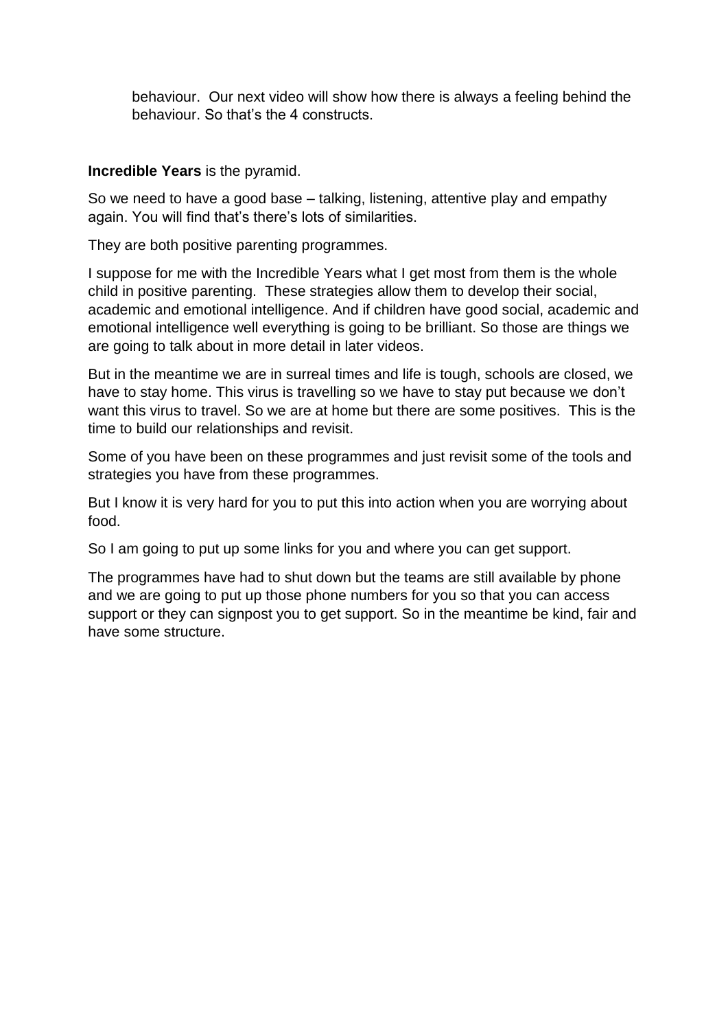behaviour. Our next video will show how there is always a feeling behind the behaviour. So that's the 4 constructs.

**Incredible Years** is the pyramid.

So we need to have a good base – talking, listening, attentive play and empathy again. You will find that's there's lots of similarities.

They are both positive parenting programmes.

I suppose for me with the Incredible Years what I get most from them is the whole child in positive parenting. These strategies allow them to develop their social, academic and emotional intelligence. And if children have good social, academic and emotional intelligence well everything is going to be brilliant. So those are things we are going to talk about in more detail in later videos.

But in the meantime we are in surreal times and life is tough, schools are closed, we have to stay home. This virus is travelling so we have to stay put because we don't want this virus to travel. So we are at home but there are some positives. This is the time to build our relationships and revisit.

Some of you have been on these programmes and just revisit some of the tools and strategies you have from these programmes.

But I know it is very hard for you to put this into action when you are worrying about food.

So I am going to put up some links for you and where you can get support.

The programmes have had to shut down but the teams are still available by phone and we are going to put up those phone numbers for you so that you can access support or they can signpost you to get support. So in the meantime be kind, fair and have some structure.